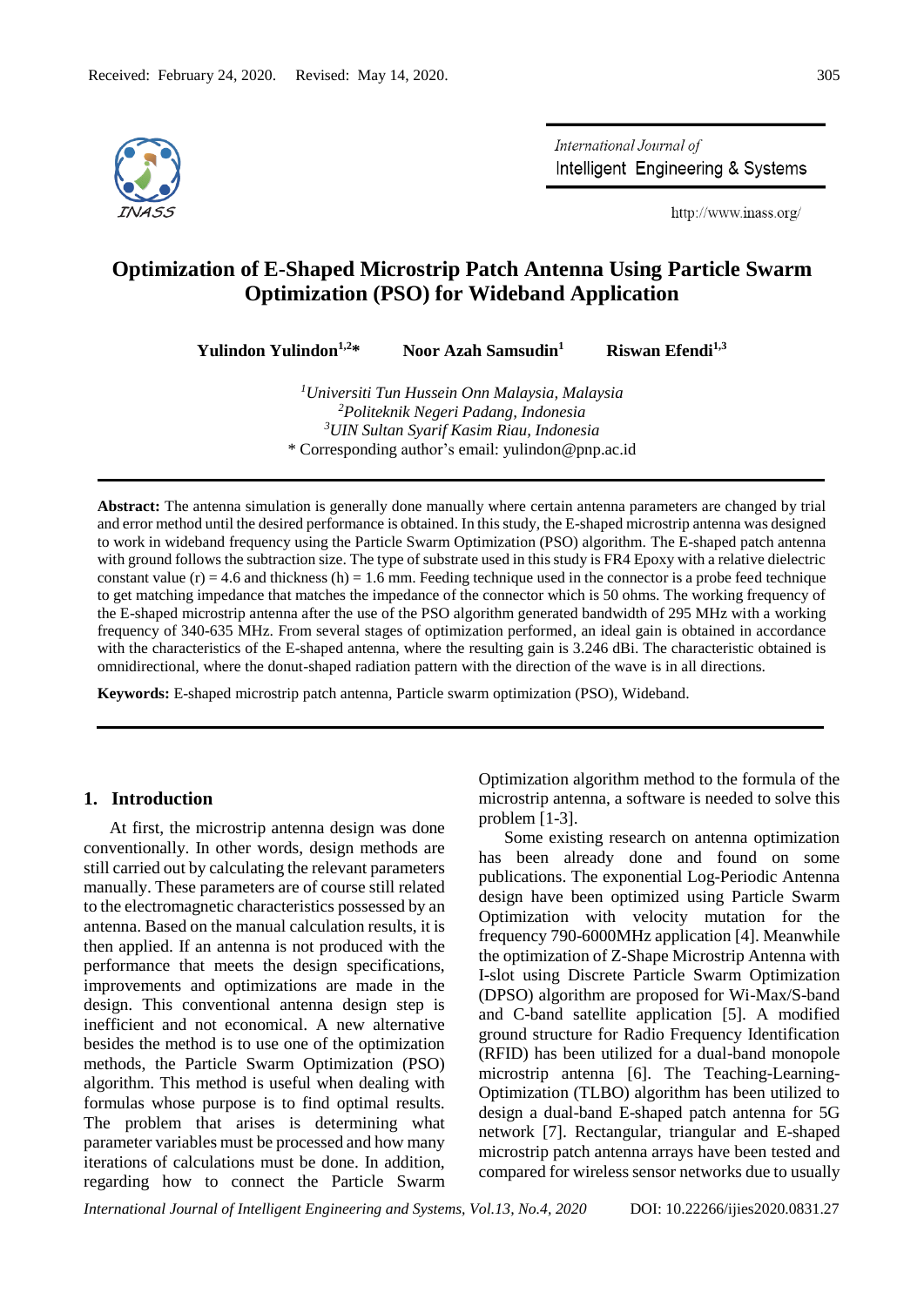Received: February 24, 2020. Revised: May 14, 2020.

# Optimization of E-Shaped Microstrip Patch Antenna Using Particle Swarm Optimization (PSO) for Wideband Application

**Yulindon Yulindon[1,2]*** **Noor Azah Samsudin[1]** **Riswan Efendi[1,3]**

[1]*Universiti Tun Hussein Onn Malaysia, Malaysia*
[2]*Politeknik Negeri Padang, Indonesia*
[3]*UIN Sultan Syarif Kasim Riau, Indonesia*
\* Corresponding author's email: yulindon@pnp.ac.id

**Abstract:** The antenna simulation is generally done manually where certain antenna parameters are changed by trial and error method until the desired performance is obtained. In this study, the E-shaped microstrip antenna was designed to work in wideband frequency using the Particle Swarm Optimization (PSO) algorithm. The E-shaped patch antenna with ground follows the subtraction size. The type of substrate used in this study is FR4 Epoxy with a relative dielectric constant value (r) = 4.6 and thickness (h) = 1.6 mm. Feeding technique used in the connector is a probe feed technique to get matching impedance that matches the impedance of the connector which is 50 ohms. The working frequency of the E-shaped microstrip antenna after the use of the PSO algorithm generated bandwidth of 295 MHz with a working frequency of 340-635 MHz. From several stages of optimization performed, an ideal gain is obtained in accordance with the characteristics of the E-shaped antenna, where the resulting gain is 3.246 dBi. The characteristic obtained is omnidirectional, where the donut-shaped radiation pattern with the direction of the wave is in all directions.

**Keywords:** E-shaped microstrip patch antenna, Particle swarm optimization (PSO), Wideband.

## 1. Introduction

At first, the microstrip antenna design was done conventionally. In other words, design methods are still carried out by calculating the relevant parameters manually. These parameters are of course still related to the electromagnetic characteristics possessed by an antenna. Based on the manual calculation results, it is then applied. If an antenna is not produced with the performance that meets the design specifications, improvements and optimizations are made in the design. This conventional antenna design step is inefficient and not economical. A new alternative besides the method is to use one of the optimization methods, the Particle Swarm Optimization (PSO) algorithm. This method is useful when dealing with formulas whose purpose is to find optimal results. The problem that arises is determining what parameter variables must be processed and how many iterations of calculations must be done. In addition, regarding how to connect the Particle Swarm Optimization algorithm method to the formula of the microstrip antenna, a software is needed to solve this problem [1-3].

Some existing research on antenna optimization has been already done and found on some publications. The exponential Log-Periodic Antenna design have been optimized using Particle Swarm Optimization with velocity mutation for the frequency 790-6000MHz application [4]. Meanwhile the optimization of Z-Shape Microstrip Antenna with I-slot using Discrete Particle Swarm Optimization (DPSO) algorithm are proposed for Wi-Max/S-band and C-band satellite application [5]. A modified ground structure for Radio Frequency Identification (RFID) has been utilized for a dual-band monopole microstrip antenna [6]. The Teaching-Learning-Optimization (TLBO) algorithm has been utilized to design a dual-band E-shaped patch antenna for 5G network [7]. Rectangular, triangular and E-shaped microstrip patch antenna arrays have been tested and compared for wireless sensor networks due to usually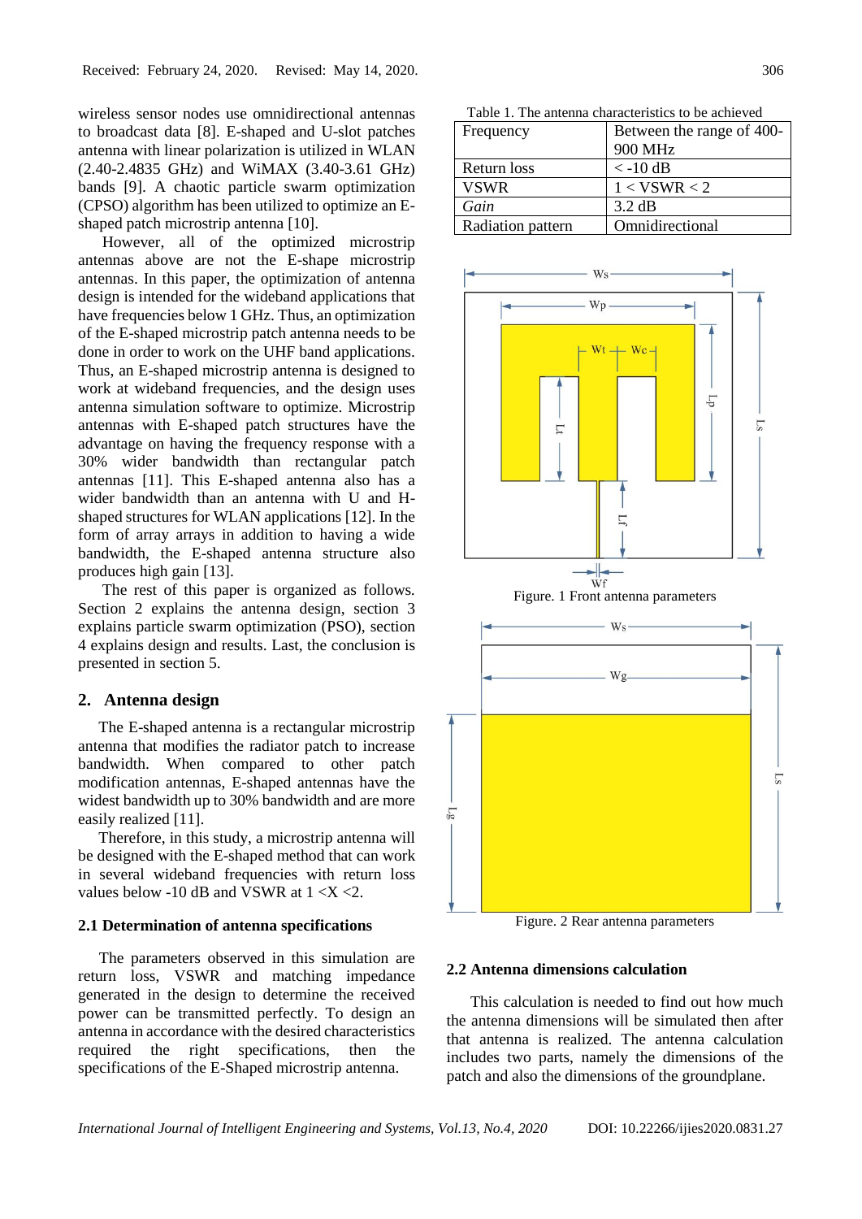wireless sensor nodes use omnidirectional antennas to broadcast data [8]. E-shaped and U-slot patches antenna with linear polarization is utilized in WLAN (2.40-2.4835 GHz) and WiMAX (3.40-3.61 GHz) bands [9]. A chaotic particle swarm optimization (CPSO) algorithm has been utilized to optimize an E-shaped patch microstrip antenna [10].

However, all of the optimized microstrip antennas above are not the E-shape microstrip antennas. In this paper, the optimization of antenna design is intended for the wideband applications that have frequencies below 1 GHz. Thus, an optimization of the E-shaped microstrip patch antenna needs to be done in order to work on the UHF band applications. Thus, an E-shaped microstrip antenna is designed to work at wideband frequencies, and the design uses antenna simulation software to optimize. Microstrip antennas with E-shaped patch structures have the advantage on having the frequency response with a 30% wider bandwidth than rectangular patch antennas [11]. This E-shaped antenna also has a wider bandwidth than an antenna with U and H-shaped structures for WLAN applications [12]. In the form of array arrays in addition to having a wide bandwidth, the E-shaped antenna structure also produces high gain [13].

The rest of this paper is organized as follows. Section 2 explains the antenna design, section 3 explains particle swarm optimization (PSO), section 4 explains design and results. Last, the conclusion is presented in section 5.

## 2. Antenna design

The E-shaped antenna is a rectangular microstrip antenna that modifies the radiator patch to increase bandwidth. When compared to other patch modification antennas, E-shaped antennas have the widest bandwidth up to 30% bandwidth and are more easily realized [11].

Therefore, in this study, a microstrip antenna will be designed with the E-shaped method that can work in several wideband frequencies with return loss values below -10 dB and VSWR at 1 <X <2.

### 2.1 Determination of antenna specifications

The parameters observed in this simulation are return loss, VSWR and matching impedance generated in the design to determine the received power can be transmitted perfectly. To design an antenna in accordance with the desired characteristics required the right specifications, then the specifications of the E-Shaped microstrip antenna.

Table 1. The antenna characteristics to be achieved

| Parameter | Value |
|---|---|
| Frequency | Between the range of 400-900 MHz |
| Return loss | < -10 dB |
| VSWR | 1 < VSWR < 2 |
| *Gain* | 3.2 dB |
| Radiation pattern | Omnidirectional |

Figure. 1 Front antenna parameters

Figure. 2 Rear antenna parameters

### 2.2 Antenna dimensions calculation

This calculation is needed to find out how much the antenna dimensions will be simulated then after that antenna is realized. The antenna calculation includes two parts, namely the dimensions of the patch and also the dimensions of the groundplane.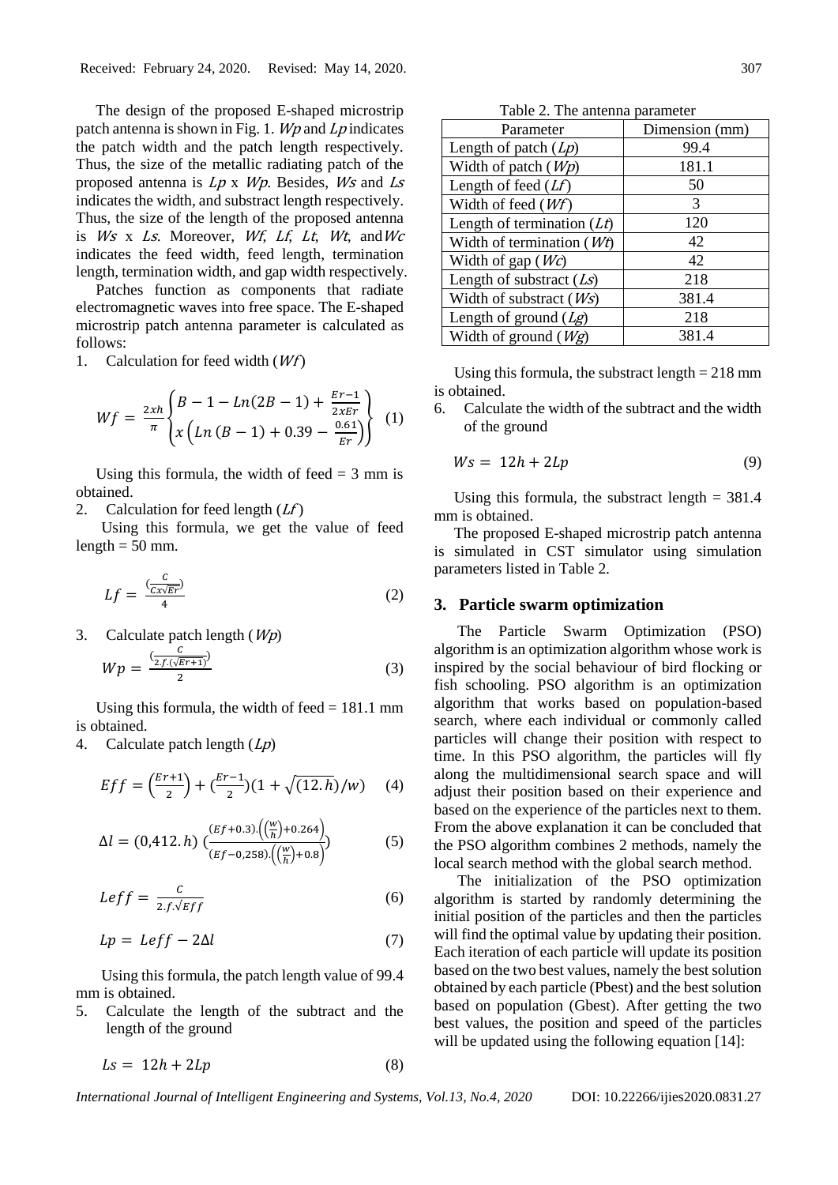The design of the proposed E-shaped microstrip patch antenna is shown in Fig. 1. $Wp$ and $Lp$ indicates the patch width and the patch length respectively. Thus, the size of the metallic radiating patch of the proposed antenna is $Lp$ x $Wp$. Besides, $Ws$ and $Ls$ indicates the width, and substract length respectively. Thus, the size of the length of the proposed antenna is $Ws$ x $Ls$. Moreover, $Wf$, $Lf$, $Lt$, $Wt$, and $Wc$ indicates the feed width, feed length, termination length, termination width, and gap width respectively.

Patches function as components that radiate electromagnetic waves into free space. The E-shaped microstrip patch antenna parameter is calculated as follows:

1. Calculation for feed width ($Wf$)

$$Wf = \frac{2xh}{\pi}\left\{ \begin{matrix} B - 1 - Ln(2B - 1) + \frac{Er-1}{2xEr} \\ x\left(Ln\,(B-1) + 0.39 - \frac{0.61}{Er}\right) \end{matrix} \right\} \quad (1)$$

Using this formula, the width of feed = 3 mm is obtained.

2. Calculation for feed length ($Lf$)

Using this formula, we get the value of feed length = 50 mm.

$$Lf = \frac{\left(\frac{C}{Cx\sqrt{Er}}\right)}{4} \quad (2)$$

3. Calculate patch length ($Wp$)

$$Wp = \frac{\left(\frac{C}{2.f.(\sqrt{Er+1})}\right)}{2} \quad (3)$$

Using this formula, the width of feed = 181.1 mm is obtained.

4. Calculate patch length ($Lp$)

$$Eff = \left(\frac{Er+1}{2}\right) + \left(\frac{Er-1}{2}\right)(1 + \sqrt{(12.h)}/w) \quad (4)$$

$$\Delta l = (0{,}412.h)\left(\frac{(Ef+0.3).\left(\left(\frac{w}{h}\right)+0.264\right)}{(Ef-0{,}258).\left(\left(\frac{w}{h}\right)+0.8\right)}\right) \quad (5)$$

$$Leff = \frac{C}{2.f.\sqrt{Eff}} \quad (6)$$

$$Lp = Leff - 2\Delta l \quad (7)$$

Using this formula, the patch length value of 99.4 mm is obtained.

5. Calculate the length of the subtract and the length of the ground

$$Ls = 12h + 2Lp \quad (8)$$

Table 2. The antenna parameter

| Parameter | Dimension (mm) |
|---|---|
| Length of patch ($Lp$) | 99.4 |
| Width of patch ($Wp$) | 181.1 |
| Length of feed ($Lf$) | 50 |
| Width of feed ($Wf$) | 3 |
| Length of termination ($Lt$) | 120 |
| Width of termination ($Wt$) | 42 |
| Width of gap ($Wc$) | 42 |
| Length of substract ($Ls$) | 218 |
| Width of substract ($Ws$) | 381.4 |
| Length of ground ($Lg$) | 218 |
| Width of ground ($Wg$) | 381.4 |

Using this formula, the substract length = 218 mm is obtained.

6. Calculate the width of the subtract and the width of the ground

$$Ws = 12h + 2Lp \quad (9)$$

Using this formula, the substract length = 381.4 mm is obtained.

The proposed E-shaped microstrip patch antenna is simulated in CST simulator using simulation parameters listed in Table 2.

## 3. Particle swarm optimization

The Particle Swarm Optimization (PSO) algorithm is an optimization algorithm whose work is inspired by the social behaviour of bird flocking or fish schooling. PSO algorithm is an optimization algorithm that works based on population-based search, where each individual or commonly called particles will change their position with respect to time. In this PSO algorithm, the particles will fly along the multidimensional search space and will adjust their position based on their experience and based on the experience of the particles next to them. From the above explanation it can be concluded that the PSO algorithm combines 2 methods, namely the local search method with the global search method.

The initialization of the PSO optimization algorithm is started by randomly determining the initial position of the particles and then the particles will find the optimal value by updating their position. Each iteration of each particle will update its position based on the two best values, namely the best solution obtained by each particle (Pbest) and the best solution based on population (Gbest). After getting the two best values, the position and speed of the particles will be updated using the following equation [14]: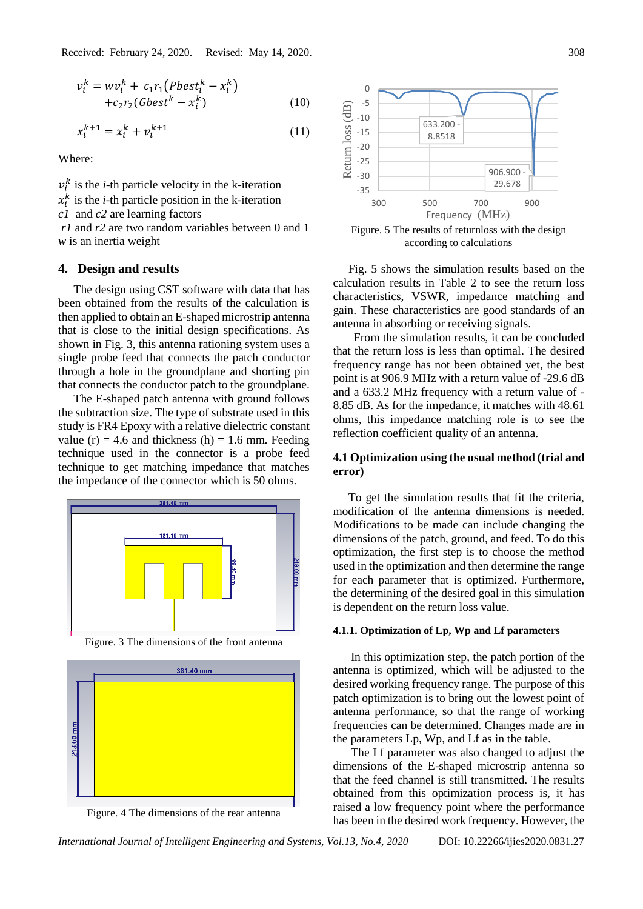$$v_i^k = wv_i^k + c_1 r_1 (Pbest_i^k - x_i^k) + c_2 r_2 (Gbest^k - x_i^k) \quad (10)$$

$$x_i^{k+1} = x_i^k + v_i^{k+1} \quad (11)$$

Where:

$v_i^k$ is the *i*-th particle velocity in the k-iteration
$x_i^k$ is the *i*-th particle position in the k-iteration
*c1* and *c2* are learning factors
*r1* and *r2* are two random variables between 0 and 1
*w* is an inertia weight

## 4. Design and results

The design using CST software with data that has been obtained from the results of the calculation is then applied to obtain an E-shaped microstrip antenna that is close to the initial design specifications. As shown in Fig. 3, this antenna rationing system uses a single probe feed that connects the patch conductor through a hole in the groundplane and shorting pin that connects the conductor patch to the groundplane.

The E-shaped patch antenna with ground follows the subtraction size. The type of substrate used in this study is FR4 Epoxy with a relative dielectric constant value (r) = 4.6 and thickness (h) = 1.6 mm. Feeding technique used in the connector is a probe feed technique to get matching impedance that matches the impedance of the connector which is 50 ohms.

Figure. 3 The dimensions of the front antenna

Figure. 4 The dimensions of the rear antenna

Figure. 5 The results of returnloss with the design according to calculations

Fig. 5 shows the simulation results based on the calculation results in Table 2 to see the return loss characteristics, VSWR, impedance matching and gain. These characteristics are good standards of an antenna in absorbing or receiving signals.

From the simulation results, it can be concluded that the return loss is less than optimal. The desired frequency range has not been obtained yet, the best point is at 906.9 MHz with a return value of -29.6 dB and a 633.2 MHz frequency with a return value of -8.85 dB. As for the impedance, it matches with 48.61 ohms, this impedance matching role is to see the reflection coefficient quality of an antenna.

### 4.1 Optimization using the usual method (trial and error)

To get the simulation results that fit the criteria, modification of the antenna dimensions is needed. Modifications to be made can include changing the dimensions of the patch, ground, and feed. To do this optimization, the first step is to choose the method used in the optimization and then determine the range for each parameter that is optimized. Furthermore, the determining of the desired goal in this simulation is dependent on the return loss value.

#### 4.1.1. Optimization of Lp, Wp and Lf parameters

In this optimization step, the patch portion of the antenna is optimized, which will be adjusted to the desired working frequency range. The purpose of this patch optimization is to bring out the lowest point of antenna performance, so that the range of working frequencies can be determined. Changes made are in the parameters Lp, Wp, and Lf as in the table.

The Lf parameter was also changed to adjust the dimensions of the E-shaped microstrip antenna so that the feed channel is still transmitted. The results obtained from this optimization process is, it has raised a low frequency point where the performance has been in the desired work frequency. However, the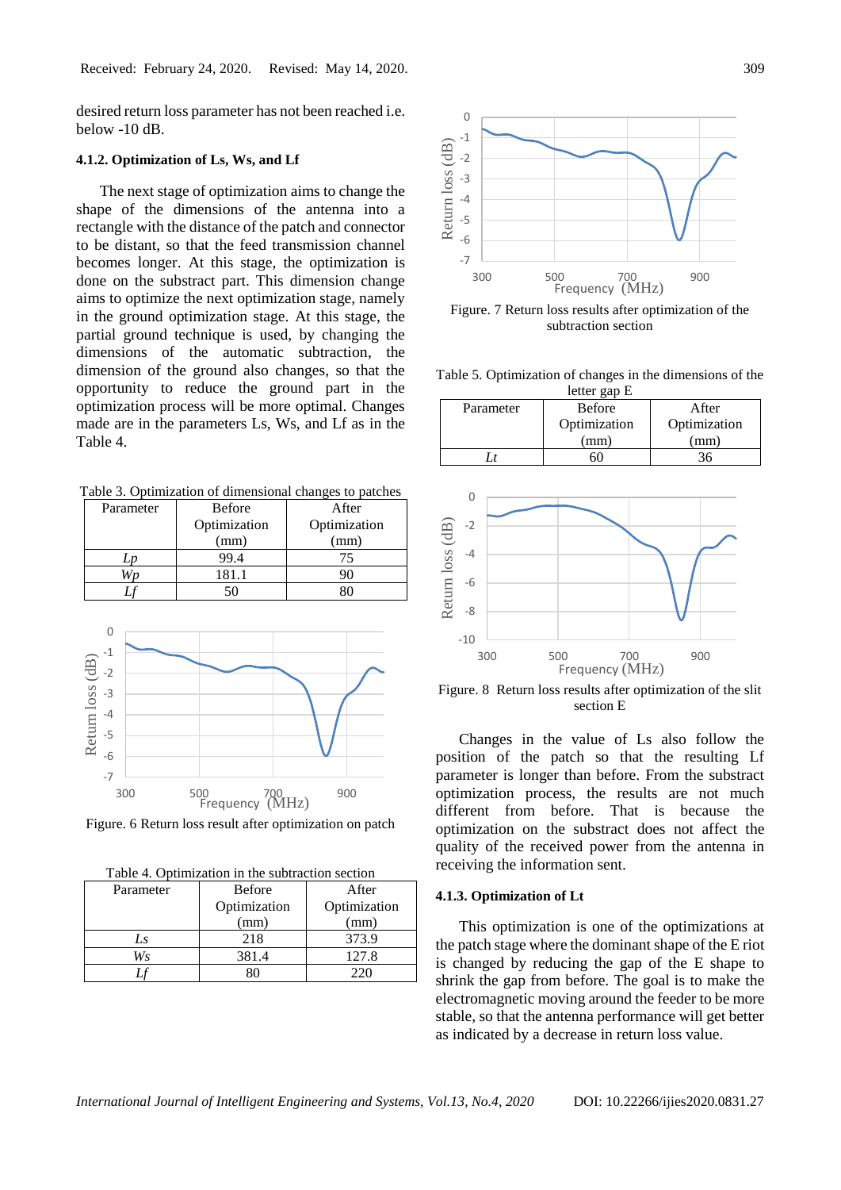desired return loss parameter has not been reached i.e. below -10 dB.

#### 4.1.2. Optimization of Ls, Ws, and Lf

The next stage of optimization aims to change the shape of the dimensions of the antenna into a rectangle with the distance of the patch and connector to be distant, so that the feed transmission channel becomes longer. At this stage, the optimization is done on the substract part. This dimension change aims to optimize the next optimization stage, namely in the ground optimization stage. At this stage, the partial ground technique is used, by changing the dimensions of the automatic subtraction, the dimension of the ground also changes, so that the opportunity to reduce the ground part in the optimization process will be more optimal. Changes made are in the parameters Ls, Ws, and Lf as in the Table 4.

Table 3. Optimization of dimensional changes to patches

| Parameter | Before Optimization (mm) | After Optimization (mm) |
|---|---|---|
| *Lp* | 99.4 | 75 |
| *Wp* | 181.1 | 90 |
| *Lf* | 50 | 80 |

Figure. 6 Return loss result after optimization on patch

Table 4. Optimization in the subtraction section

| Parameter | Before Optimization (mm) | After Optimization (mm) |
|---|---|---|
| *Ls* | 218 | 373.9 |
| *Ws* | 381.4 | 127.8 |
| *Lf* | 80 | 220 |

Figure. 7 Return loss results after optimization of the subtraction section

Table 5. Optimization of changes in the dimensions of the letter gap E

| Parameter | Before Optimization (mm) | After Optimization (mm) |
|---|---|---|
| *Lt* | 60 | 36 |

Figure. 8 Return loss results after optimization of the slit section E

Changes in the value of Ls also follow the position of the patch so that the resulting Lf parameter is longer than before. From the substract optimization process, the results are not much different from before. That is because the optimization on the substract does not affect the quality of the received power from the antenna in receiving the information sent.

#### 4.1.3. Optimization of Lt

This optimization is one of the optimizations at the patch stage where the dominant shape of the E riot is changed by reducing the gap of the E shape to shrink the gap from before. The goal is to make the electromagnetic moving around the feeder to be more stable, so that the antenna performance will get better as indicated by a decrease in return loss value.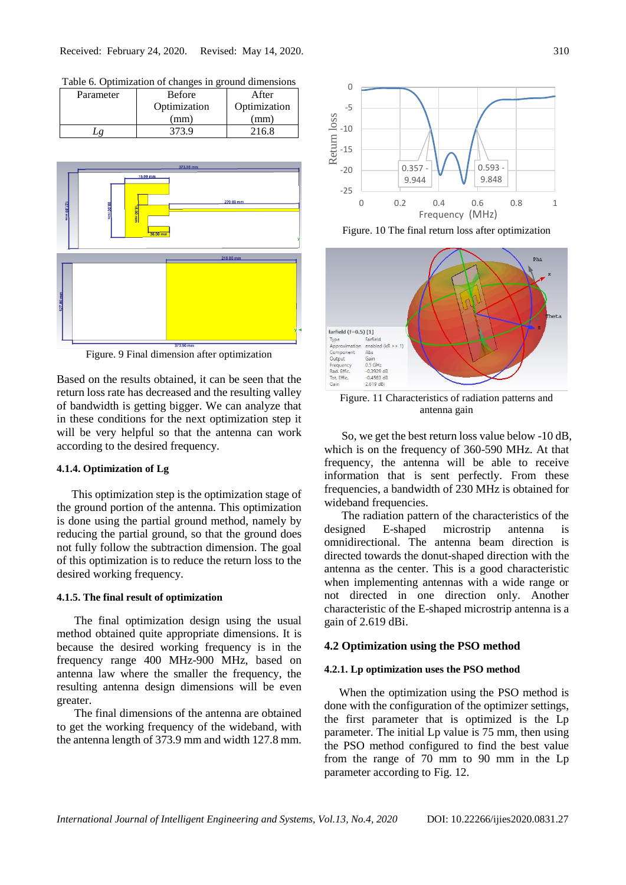Table 6. Optimization of changes in ground dimensions

| Parameter | Before Optimization (mm) | After Optimization (mm) |
|---|---|---|
| *Lg* | 373.9 | 216.8 |

Figure. 9 Final dimension after optimization

Based on the results obtained, it can be seen that the return loss rate has decreased and the resulting valley of bandwidth is getting bigger. We can analyze that in these conditions for the next optimization step it will be very helpful so that the antenna can work according to the desired frequency.

#### 4.1.4. Optimization of Lg

This optimization step is the optimization stage of the ground portion of the antenna. This optimization is done using the partial ground method, namely by reducing the partial ground, so that the ground does not fully follow the subtraction dimension. The goal of this optimization is to reduce the return loss to the desired working frequency.

#### 4.1.5. The final result of optimization

The final optimization design using the usual method obtained quite appropriate dimensions. It is because the desired working frequency is in the frequency range 400 MHz-900 MHz, based on antenna law where the smaller the frequency, the resulting antenna design dimensions will be even greater.

The final dimensions of the antenna are obtained to get the working frequency of the wideband, with the antenna length of 373.9 mm and width 127.8 mm.

Figure. 10 The final return loss after optimization

Figure. 11 Characteristics of radiation patterns and antenna gain

So, we get the best return loss value below -10 dB, which is on the frequency of 360-590 MHz. At that frequency, the antenna will be able to receive information that is sent perfectly. From these frequencies, a bandwidth of 230 MHz is obtained for wideband frequencies.

The radiation pattern of the characteristics of the designed E-shaped microstrip antenna is omnidirectional. The antenna beam direction is directed towards the donut-shaped direction with the antenna as the center. This is a good characteristic when implementing antennas with a wide range or not directed in one direction only. Another characteristic of the E-shaped microstrip antenna is a gain of 2.619 dBi.

### 4.2 Optimization using the PSO method

#### 4.2.1. Lp optimization uses the PSO method

When the optimization using the PSO method is done with the configuration of the optimizer settings, the first parameter that is optimized is the Lp parameter. The initial Lp value is 75 mm, then using the PSO method configured to find the best value from the range of 70 mm to 90 mm in the Lp parameter according to Fig. 12.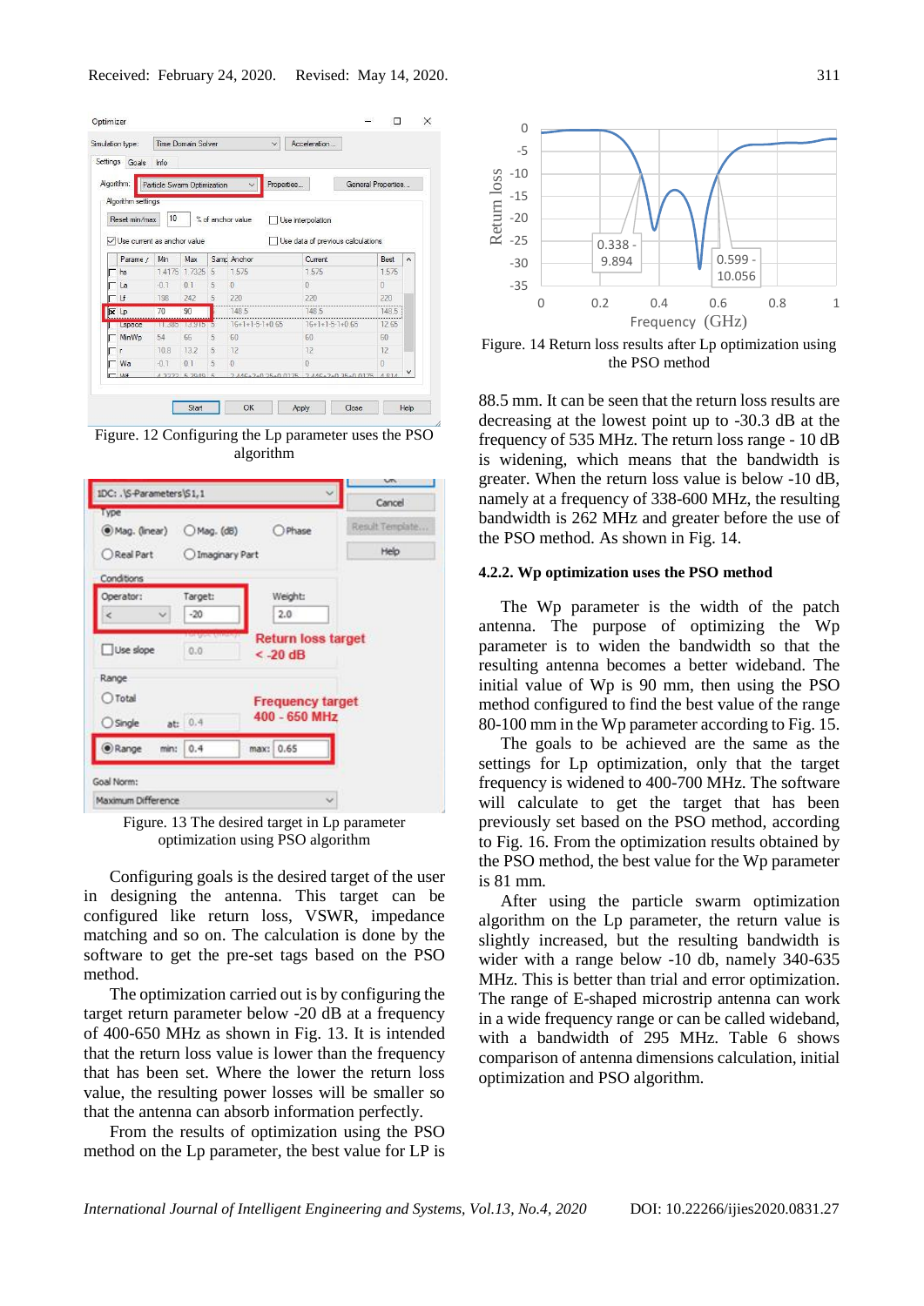Figure. 12 Configuring the Lp parameter uses the PSO algorithm

Figure. 13 The desired target in Lp parameter optimization using PSO algorithm

Configuring goals is the desired target of the user in designing the antenna. This target can be configured like return loss, VSWR, impedance matching and so on. The calculation is done by the software to get the pre-set tags based on the PSO method.

The optimization carried out is by configuring the target return parameter below -20 dB at a frequency of 400-650 MHz as shown in Fig. 13. It is intended that the return loss value is lower than the frequency that has been set. Where the lower the return loss value, the resulting power losses will be smaller so that the antenna can absorb information perfectly.

From the results of optimization using the PSO method on the Lp parameter, the best value for LP is 88.5 mm. It can be seen that the return loss results are decreasing at the lowest point up to -30.3 dB at the frequency of 535 MHz. The return loss range - 10 dB is widening, which means that the bandwidth is greater. When the return loss value is below -10 dB, namely at a frequency of 338-600 MHz, the resulting bandwidth is 262 MHz and greater before the use of the PSO method. As shown in Fig. 14.

Figure. 14 Return loss results after Lp optimization using the PSO method

### 4.2.2. Wp optimization uses the PSO method

The Wp parameter is the width of the patch antenna. The purpose of optimizing the Wp parameter is to widen the bandwidth so that the resulting antenna becomes a better wideband. The initial value of Wp is 90 mm, then using the PSO method configured to find the best value of the range 80-100 mm in the Wp parameter according to Fig. 15.

The goals to be achieved are the same as the settings for Lp optimization, only the target frequency is widened to 400-700 MHz. The software will calculate to get the target that has been previously set based on the PSO method, according to Fig. 16. From the optimization results obtained by the PSO method, the best value for the Wp parameter is 81 mm.

After using the particle swarm optimization algorithm on the Lp parameter, the return value is slightly increased, but the resulting bandwidth is wider with a range below -10 db, namely 340-635 MHz. This is better than trial and error optimization. The range of E-shaped microstrip antenna can work in a wide frequency range or can be called wideband, with a bandwidth of 295 MHz. Table 6 shows comparison of antenna dimensions calculation, initial optimization and PSO algorithm.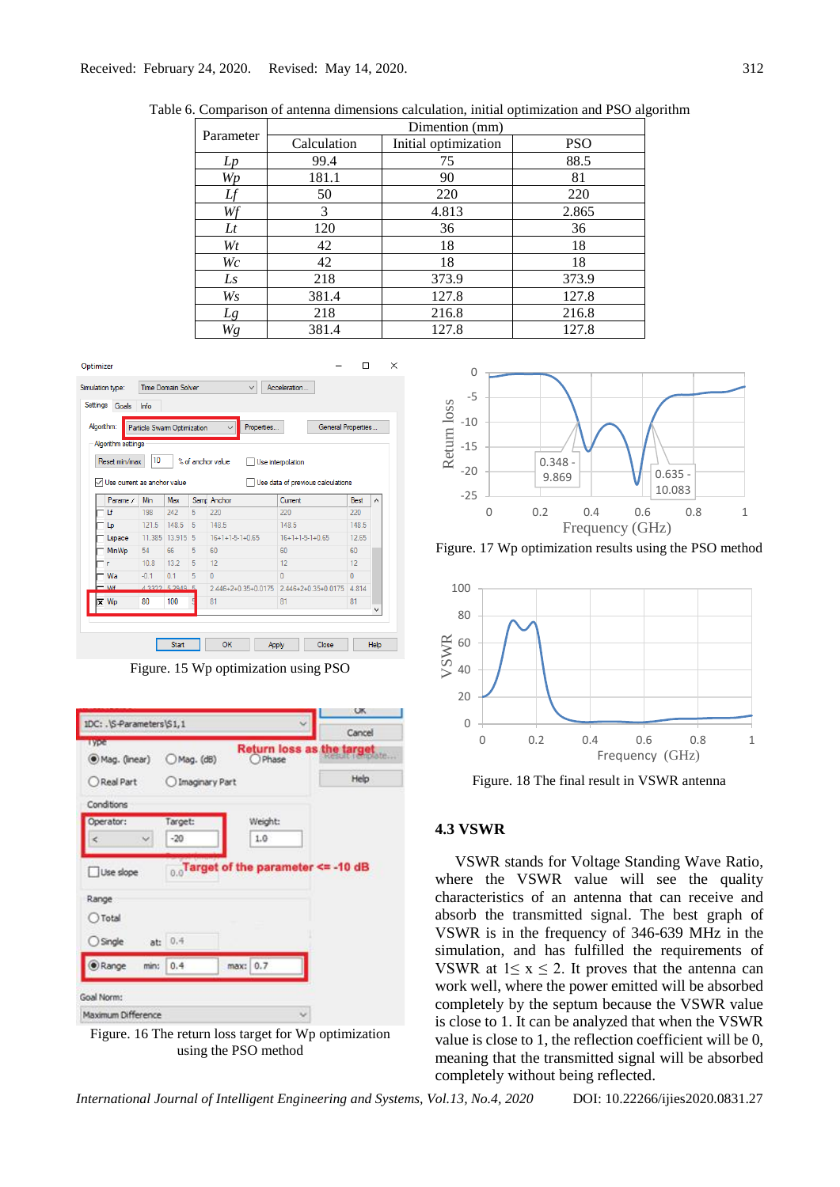Table 6. Comparison of antenna dimensions calculation, initial optimization and PSO algorithm

| Parameter | Dimention (mm) | | |
|---|---|---|---|
| | Calculation | Initial optimization | PSO |
| *Lp* | 99.4 | 75 | 88.5 |
| *Wp* | 181.1 | 90 | 81 |
| *Lf* | 50 | 220 | 220 |
| *Wf* | 3 | 4.813 | 2.865 |
| *Lt* | 120 | 36 | 36 |
| *Wt* | 42 | 18 | 18 |
| *Wc* | 42 | 18 | 18 |
| *Ls* | 218 | 373.9 | 373.9 |
| *Ws* | 381.4 | 127.8 | 127.8 |
| *Lg* | 218 | 216.8 | 216.8 |
| *Wg* | 381.4 | 127.8 | 127.8 |

Figure. 15 Wp optimization using PSO

Figure. 16 The return loss target for Wp optimization using the PSO method

Figure. 17 Wp optimization results using the PSO method

Figure. 18 The final result in VSWR antenna

### 4.3 VSWR

VSWR stands for Voltage Standing Wave Ratio, where the VSWR value will see the quality characteristics of an antenna that can receive and absorb the transmitted signal. The best graph of VSWR is in the frequency of 346-639 MHz in the simulation, and has fulfilled the requirements of VSWR at $1 \leq x \leq 2$. It proves that the antenna can work well, where the power emitted will be absorbed completely by the septum because the VSWR value is close to 1. It can be analyzed that when the VSWR value is close to 1, the reflection coefficient will be 0, meaning that the transmitted signal will be absorbed completely without being reflected.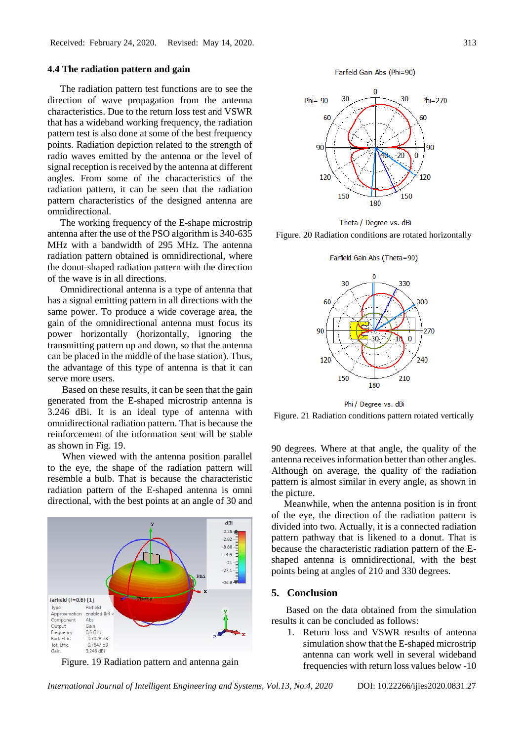Received: February 24, 2020. Revised: May 14, 2020.

### 4.4 The radiation pattern and gain

The radiation pattern test functions are to see the direction of wave propagation from the antenna characteristics. Due to the return loss test and VSWR that has a wideband working frequency, the radiation pattern test is also done at some of the best frequency points. Radiation depiction related to the strength of radio waves emitted by the antenna or the level of signal reception is received by the antenna at different angles. From some of the characteristics of the radiation pattern, it can be seen that the radiation pattern characteristics of the designed antenna are omnidirectional.

The working frequency of the E-shape microstrip antenna after the use of the PSO algorithm is 340-635 MHz with a bandwidth of 295 MHz. The antenna radiation pattern obtained is omnidirectional, where the donut-shaped radiation pattern with the direction of the wave is in all directions.

Omnidirectional antenna is a type of antenna that has a signal emitting pattern in all directions with the same power. To produce a wide coverage area, the gain of the omnidirectional antenna must focus its power horizontally (horizontally, ignoring the transmitting pattern up and down, so that the antenna can be placed in the middle of the base station). Thus, the advantage of this type of antenna is that it can serve more users.

Based on these results, it can be seen that the gain generated from the E-shaped microstrip antenna is 3.246 dBi. It is an ideal type of antenna with omnidirectional radiation pattern. That is because the reinforcement of the information sent will be stable as shown in Fig. 19.

When viewed with the antenna position parallel to the eye, the shape of the radiation pattern will resemble a bulb. That is because the characteristic radiation pattern of the E-shaped antenna is omni directional, with the best points at an angle of 30 and

Figure. 19 Radiation pattern and antenna gain

Figure. 20 Radiation conditions are rotated horizontally

Figure. 21 Radiation conditions pattern rotated vertically

90 degrees. Where at that angle, the quality of the antenna receives information better than other angles. Although on average, the quality of the radiation pattern is almost similar in every angle, as shown in the picture.

Meanwhile, when the antenna position is in front of the eye, the direction of the radiation pattern is divided into two. Actually, it is a connected radiation pattern pathway that is likened to a donut. That is because the characteristic radiation pattern of the E-shaped antenna is omnidirectional, with the best points being at angles of 210 and 330 degrees.

## 5. Conclusion

Based on the data obtained from the simulation results it can be concluded as follows:

1. Return loss and VSWR results of antenna simulation show that the E-shaped microstrip antenna can work well in several wideband frequencies with return loss values below -10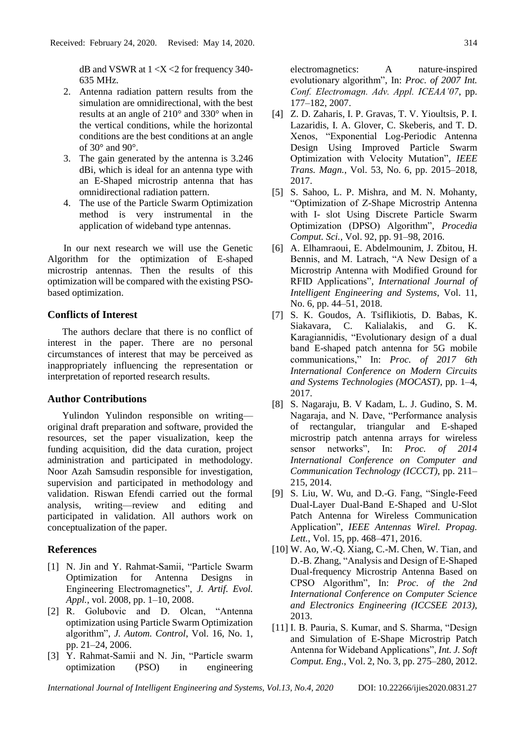dB and VSWR at $1 < X < 2$ for frequency 340-635 MHz.

2. Antenna radiation pattern results from the simulation are omnidirectional, with the best results at an angle of 210° and 330° when in the vertical conditions, while the horizontal conditions are the best conditions at an angle of 30° and 90°.
3. The gain generated by the antenna is 3.246 dBi, which is ideal for an antenna type with an E-Shaped microstrip antenna that has omnidirectional radiation pattern.
4. The use of the Particle Swarm Optimization method is very instrumental in the application of wideband type antennas.

In our next research we will use the Genetic Algorithm for the optimization of E-shaped microstrip antennas. Then the results of this optimization will be compared with the existing PSO-based optimization.

## Conflicts of Interest

The authors declare that there is no conflict of interest in the paper. There are no personal circumstances of interest that may be perceived as inappropriately influencing the representation or interpretation of reported research results.

## Author Contributions

Yulindon Yulindon responsible on writing—original draft preparation and software, provided the resources, set the paper visualization, keep the funding acquisition, did the data curation, project administration and participated in methodology. Noor Azah Samsudin responsible for investigation, supervision and participated in methodology and validation. Riswan Efendi carried out the formal analysis, writing—review and editing and participated in validation. All authors work on conceptualization of the paper.

## References

[1] N. Jin and Y. Rahmat-Samii, "Particle Swarm Optimization for Antenna Designs in Engineering Electromagnetics", *J. Artif. Evol. Appl.*, vol. 2008, pp. 1–10, 2008.

[2] R. Golubovic and D. Olcan, "Antenna optimization using Particle Swarm Optimization algorithm", *J. Autom. Control*, Vol. 16, No. 1, pp. 21–24, 2006.

[3] Y. Rahmat-Samii and N. Jin, "Particle swarm optimization (PSO) in engineering electromagnetics: A nature-inspired evolutionary algorithm", In: *Proc. of 2007 Int. Conf. Electromagn. Adv. Appl. ICEAA'07*, pp. 177–182, 2007.

[4] Z. D. Zaharis, I. P. Gravas, T. V. Yioultsis, P. I. Lazaridis, I. A. Glover, C. Skeberis, and T. D. Xenos, "Exponential Log-Periodic Antenna Design Using Improved Particle Swarm Optimization with Velocity Mutation", *IEEE Trans. Magn.*, Vol. 53, No. 6, pp. 2015–2018, 2017.

[5] S. Sahoo, L. P. Mishra, and M. N. Mohanty, "Optimization of Z-Shape Microstrip Antenna with I- slot Using Discrete Particle Swarm Optimization (DPSO) Algorithm", *Procedia Comput. Sci.*, Vol. 92, pp. 91–98, 2016.

[6] A. Elhamraoui, E. Abdelmounim, J. Zbitou, H. Bennis, and M. Latrach, "A New Design of a Microstrip Antenna with Modified Ground for RFID Applications", *International Journal of Intelligent Engineering and Systems*, Vol. 11, No. 6, pp. 44–51, 2018.

[7] S. K. Goudos, A. Tsiflikiotis, D. Babas, K. Siakavara, C. Kalialakis, and G. K. Karagiannidis, "Evolutionary design of a dual band E-shaped patch antenna for 5G mobile communications," In: *Proc. of 2017 6th International Conference on Modern Circuits and Systems Technologies (MOCAST)*, pp. 1–4, 2017.

[8] S. Nagaraju, B. V Kadam, L. J. Gudino, S. M. Nagaraja, and N. Dave, "Performance analysis of rectangular, triangular and E-shaped microstrip patch antenna arrays for wireless sensor networks", In: *Proc. of 2014 International Conference on Computer and Communication Technology (ICCCT)*, pp. 211–215, 2014.

[9] S. Liu, W. Wu, and D.-G. Fang, "Single-Feed Dual-Layer Dual-Band E-Shaped and U-Slot Patch Antenna for Wireless Communication Application", *IEEE Antennas Wirel. Propag. Lett.*, Vol. 15, pp. 468–471, 2016.

[10] W. Ao, W.-Q. Xiang, C.-M. Chen, W. Tian, and D.-B. Zhang, "Analysis and Design of E-Shaped Dual-frequency Microstrip Antenna Based on CPSO Algorithm", In: *Proc. of the 2nd International Conference on Computer Science and Electronics Engineering (ICCSEE 2013)*, 2013.

[11] I. B. Pauria, S. Kumar, and S. Sharma, "Design and Simulation of E-Shape Microstrip Patch Antenna for Wideband Applications", *Int. J. Soft Comput. Eng.*, Vol. 2, No. 3, pp. 275–280, 2012.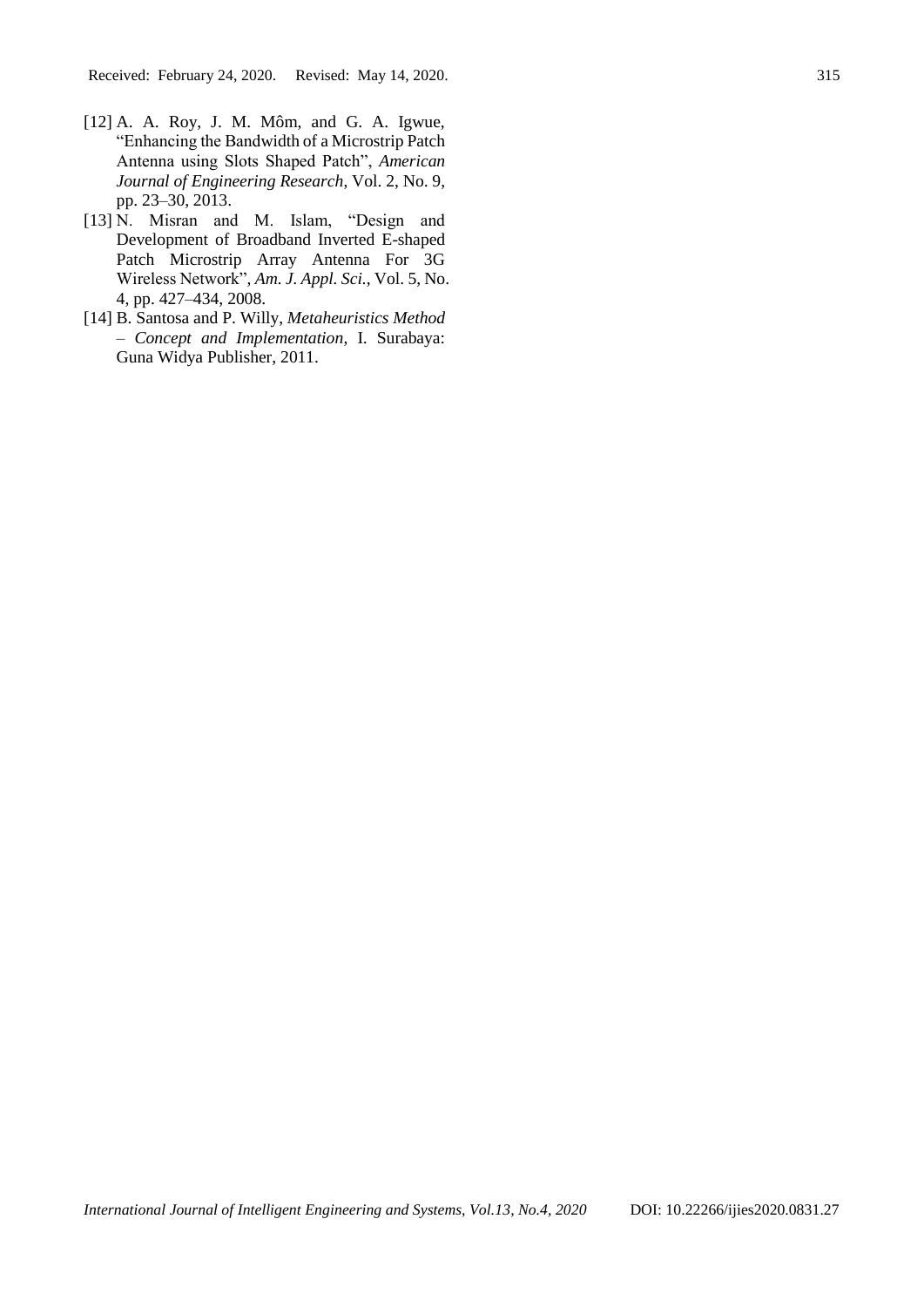[12] A. A. Roy, J. M. Môm, and G. A. Igwue, "Enhancing the Bandwidth of a Microstrip Patch Antenna using Slots Shaped Patch", *American Journal of Engineering Research*, Vol. 2, No. 9, pp. 23–30, 2013.

[13] N. Misran and M. Islam, "Design and Development of Broadband Inverted E-shaped Patch Microstrip Array Antenna For 3G Wireless Network", *Am. J. Appl. Sci.*, Vol. 5, No. 4, pp. 427–434, 2008.

[14] B. Santosa and P. Willy, *Metaheuristics Method – Concept and Implementation*, I. Surabaya: Guna Widya Publisher, 2011.